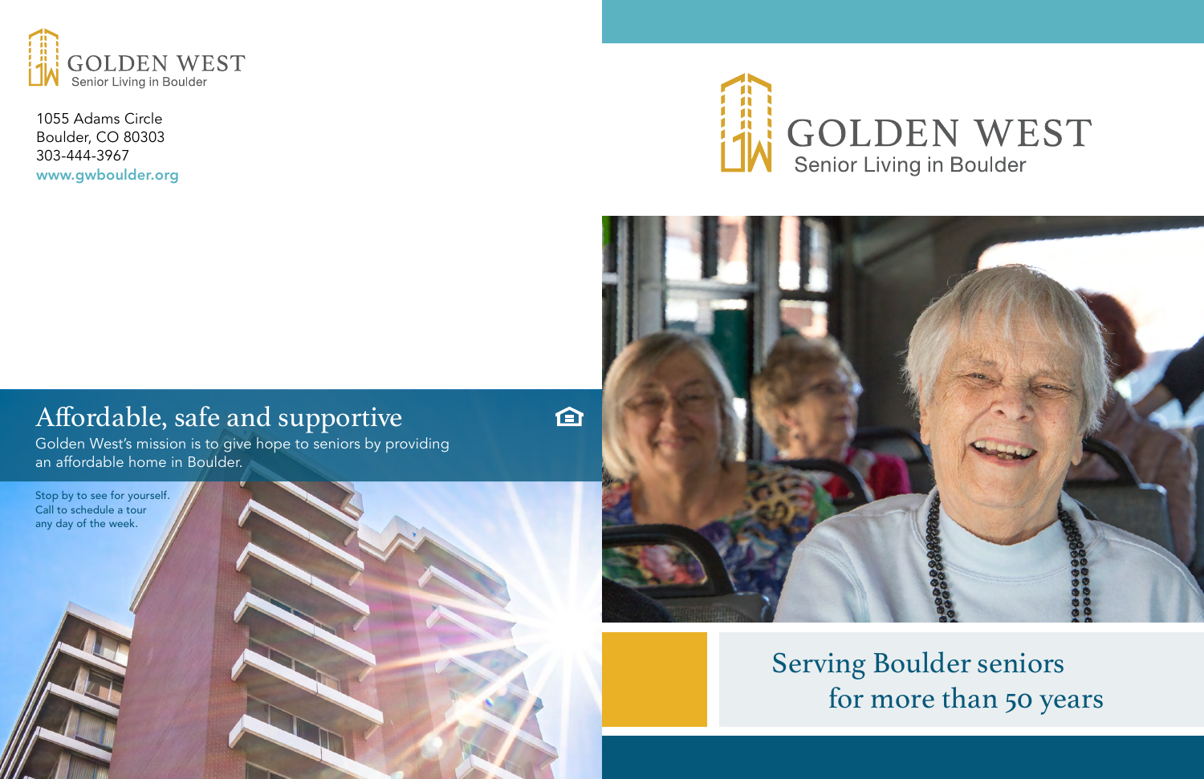GOLDEN WEST
Senior Living in Boulder

1055 Adams Circle
Boulder, CO 80303
303-444-3967
www.gwboulder.org

## Affordable, safe and supportive

Golden West's mission is to give hope to seniors by providing an affordable home in Boulder.

Stop by to see for yourself.
Call to schedule a tour
any day of the week.

# GOLDEN WEST
Senior Living in Boulder

## Serving Boulder seniors for more than 50 years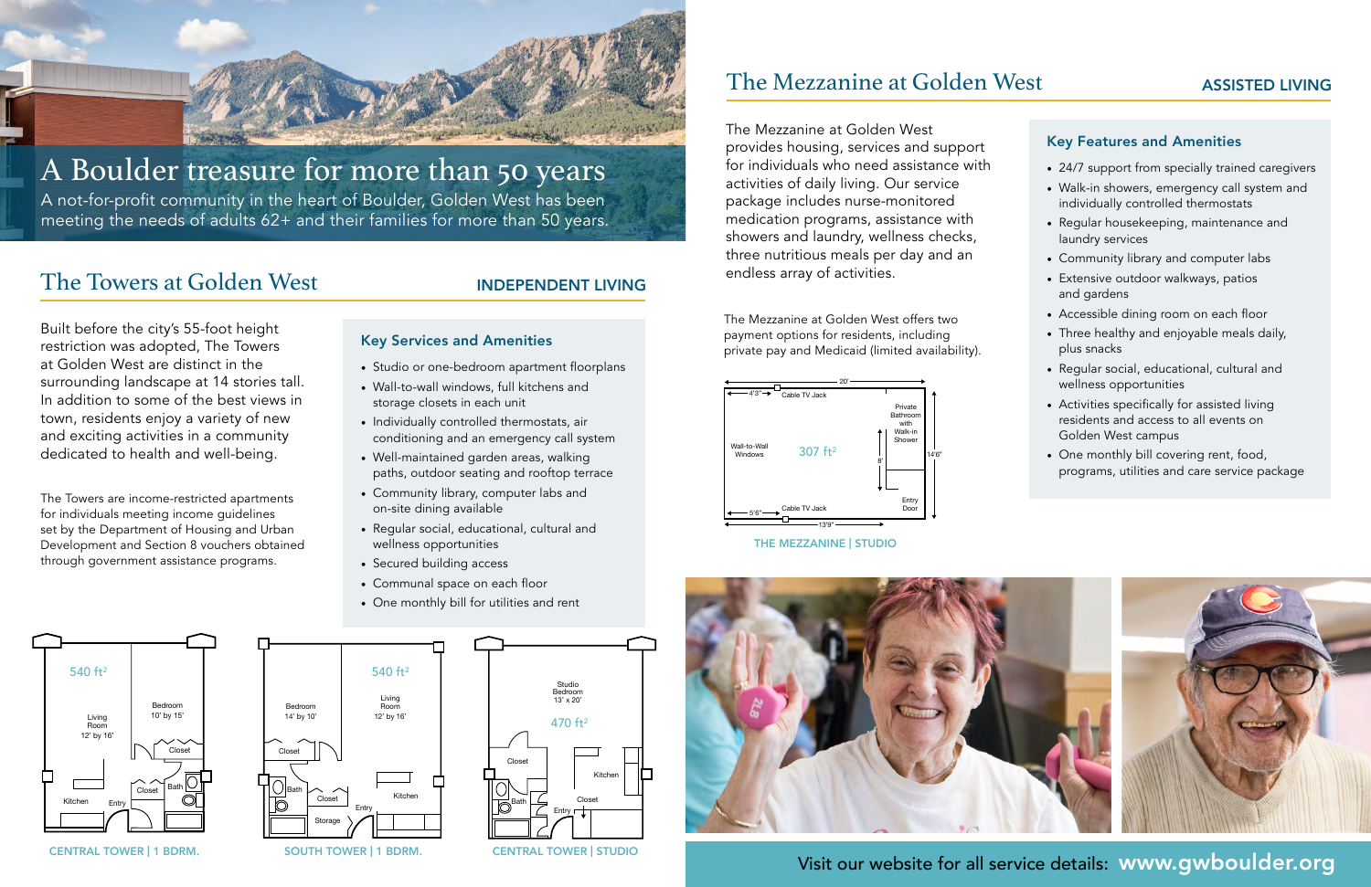# A Boulder treasure for more than 50 years

A not-for-profit community in the heart of Boulder, Golden West has been meeting the needs of adults 62+ and their families for more than 50 years.

## The Towers at Golden West

**INDEPENDENT LIVING**

Built before the city's 55-foot height restriction was adopted, The Towers at Golden West are distinct in the surrounding landscape at 14 stories tall. In addition to some of the best views in town, residents enjoy a variety of new and exciting activities in a community dedicated to health and well-being.

The Towers are income-restricted apartments for individuals meeting income guidelines set by the Department of Housing and Urban Development and Section 8 vouchers obtained through government assistance programs.

### Key Services and Amenities

- Studio or one-bedroom apartment floorplans
- Wall-to-wall windows, full kitchens and storage closets in each unit
- Individually controlled thermostats, air conditioning and an emergency call system
- Well-maintained garden areas, walking paths, outdoor seating and rooftop terrace
- Community library, computer labs and on-site dining available
- Regular social, educational, cultural and wellness opportunities
- Secured building access
- Communal space on each floor
- One monthly bill for utilities and rent

540 ft²
Living Room 12' by 16'
Bedroom 10' by 15'
Closet
Closet
Bath
Kitchen
Entry

CENTRAL TOWER | 1 BDRM.

540 ft²
Bedroom 14' by 10'
Living Room 12' by 16'
Closet
Bath
Closet
Storage
Kitchen
Entry

SOUTH TOWER | 1 BDRM.

Studio Bedroom 13' x 20'
470 ft²
Closet
Kitchen
Bath
Closet
Entry

CENTRAL TOWER | STUDIO

## The Mezzanine at Golden West

**ASSISTED LIVING**

The Mezzanine at Golden West provides housing, services and support for individuals who need assistance with activities of daily living. Our service package includes nurse-monitored medication programs, assistance with showers and laundry, wellness checks, three nutritious meals per day and an endless array of activities.

The Mezzanine at Golden West offers two payment options for residents, including private pay and Medicaid (limited availability).

20'
4'3"
Cable TV Jack
Private Bathroom with Walk-in Shower
Wall-to-Wall Windows
307 ft²
8'
14'6"
5'6"
Cable TV Jack
Entry Door
13'9"

THE MEZZANINE | STUDIO

### Key Features and Amenities

- 24/7 support from specially trained caregivers
- Walk-in showers, emergency call system and individually controlled thermostats
- Regular housekeeping, maintenance and laundry services
- Community library and computer labs
- Extensive outdoor walkways, patios and gardens
- Accessible dining room on each floor
- Three healthy and enjoyable meals daily, plus snacks
- Regular social, educational, cultural and wellness opportunities
- Activities specifically for assisted living residents and access to all events on Golden West campus
- One monthly bill covering rent, food, programs, utilities and care service package

Visit our website for all service details: **www.gwboulder.org**